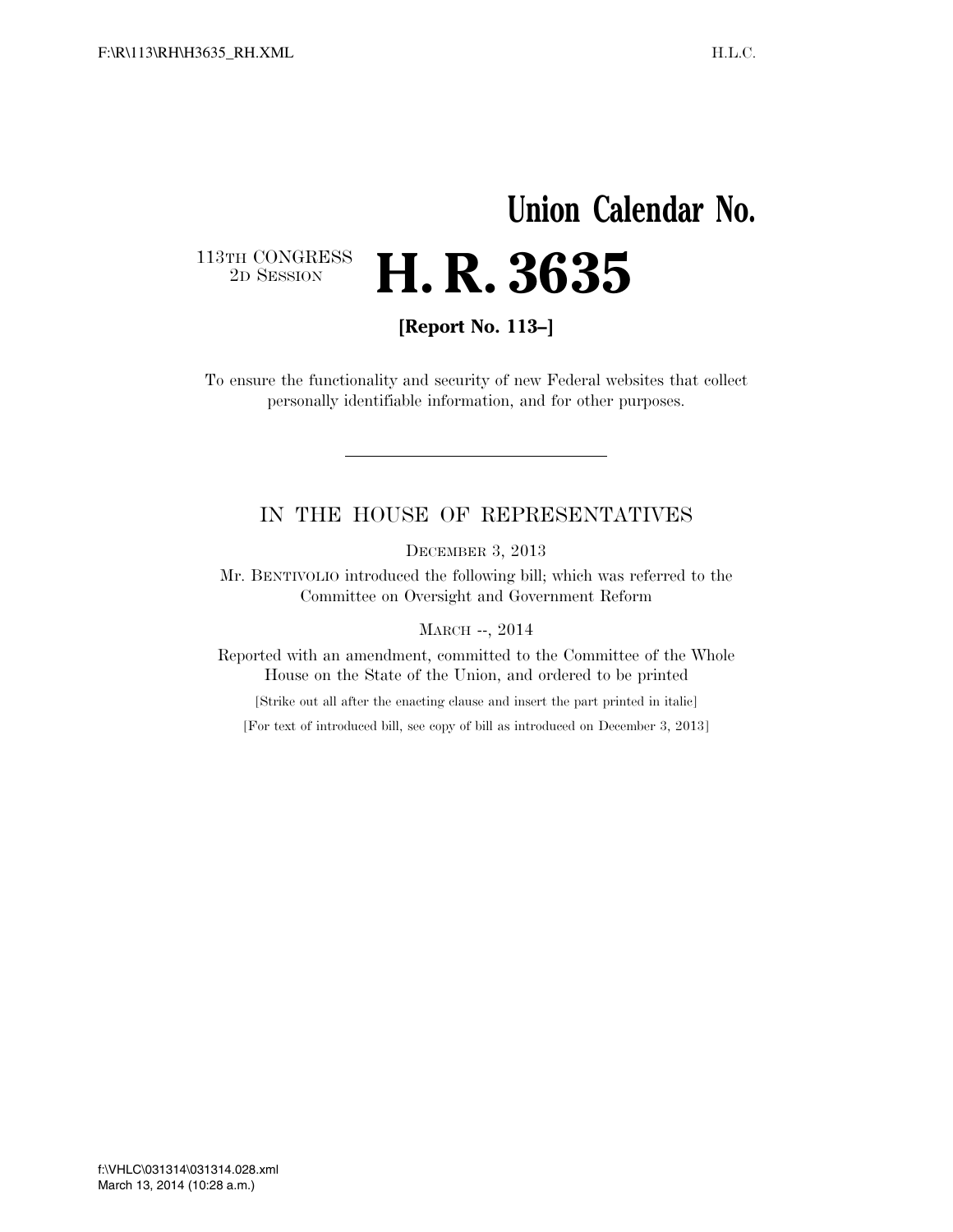# Union Calendar No.

113TH CONGRESS
2D SESSION

# H. R. 3635

**[Report No. 113–]**

To ensure the functionality and security of new Federal websites that collect personally identifiable information, and for other purposes.

---

## IN THE HOUSE OF REPRESENTATIVES

DECEMBER 3, 2013

Mr. BENTIVOLIO introduced the following bill; which was referred to the Committee on Oversight and Government Reform

MARCH --, 2014

Reported with an amendment, committed to the Committee of the Whole House on the State of the Union, and ordered to be printed

[Strike out all after the enacting clause and insert the part printed in italic]

[For text of introduced bill, see copy of bill as introduced on December 3, 2013]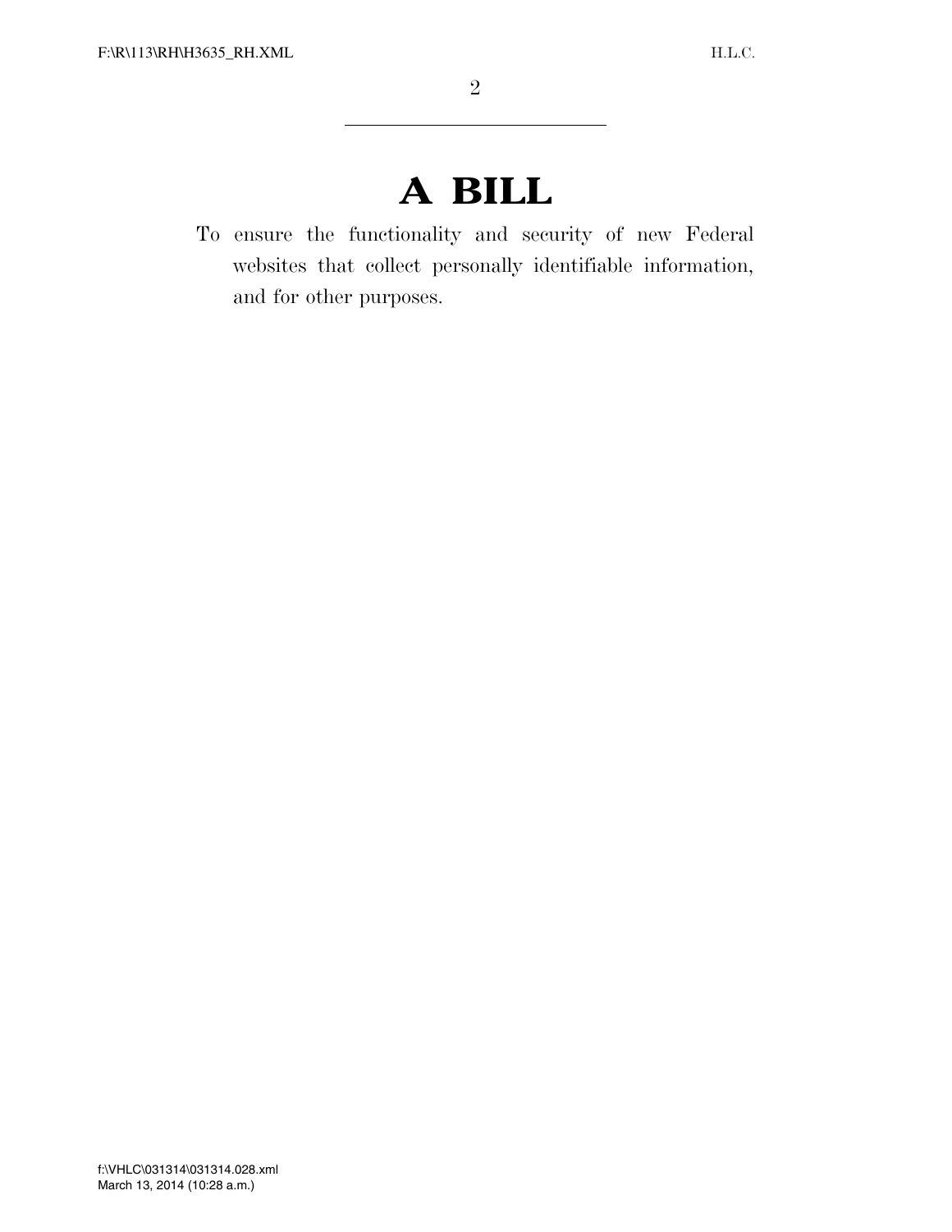# A BILL

To ensure the functionality and security of new Federal websites that collect personally identifiable information, and for other purposes.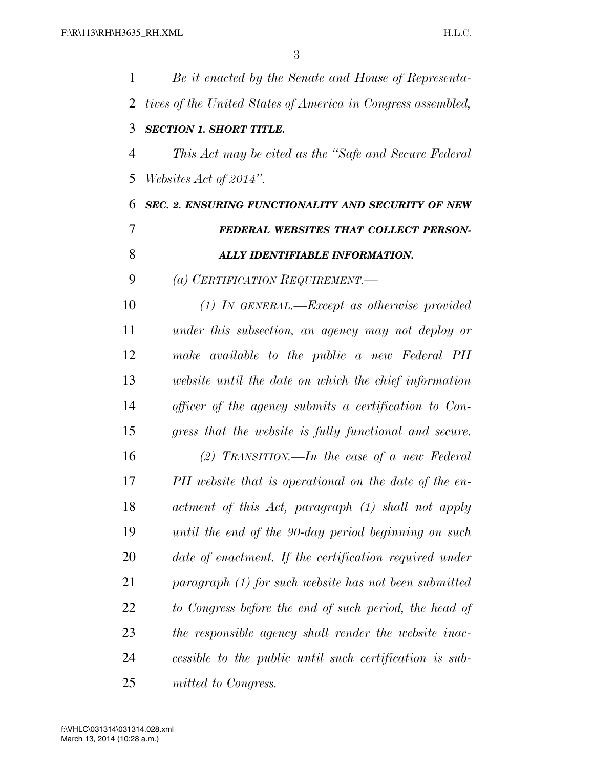*Be it enacted by the Senate and House of Representatives of the United States of America in Congress assembled,*

***SECTION 1. SHORT TITLE.***

*This Act may be cited as the "Safe and Secure Federal Websites Act of 2014".*

***SEC. 2. ENSURING FUNCTIONALITY AND SECURITY OF NEW FEDERAL WEBSITES THAT COLLECT PERSONALLY IDENTIFIABLE INFORMATION.***

*(a) CERTIFICATION REQUIREMENT.—*

*(1) IN GENERAL.—Except as otherwise provided under this subsection, an agency may not deploy or make available to the public a new Federal PII website until the date on which the chief information officer of the agency submits a certification to Congress that the website is fully functional and secure.*

*(2) TRANSITION.—In the case of a new Federal PII website that is operational on the date of the enactment of this Act, paragraph (1) shall not apply until the end of the 90-day period beginning on such date of enactment. If the certification required under paragraph (1) for such website has not been submitted to Congress before the end of such period, the head of the responsible agency shall render the website inaccessible to the public until such certification is submitted to Congress.*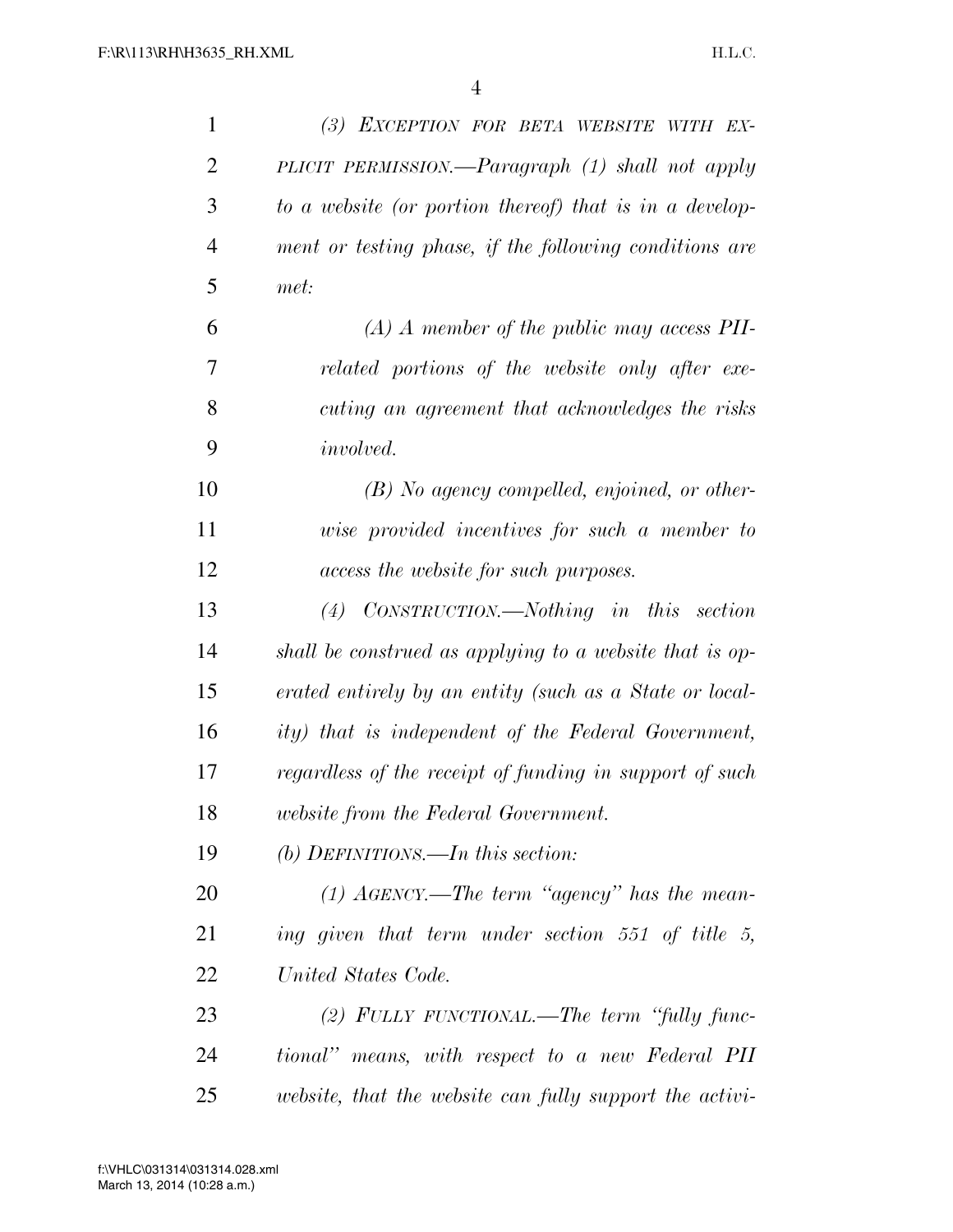*(3) EXCEPTION FOR BETA WEBSITE WITH EXPLICIT PERMISSION.—Paragraph (1) shall not apply to a website (or portion thereof) that is in a development or testing phase, if the following conditions are met:*

*(A) A member of the public may access PII-related portions of the website only after executing an agreement that acknowledges the risks involved.*

*(B) No agency compelled, enjoined, or otherwise provided incentives for such a member to access the website for such purposes.*

*(4) CONSTRUCTION.—Nothing in this section shall be construed as applying to a website that is operated entirely by an entity (such as a State or locality) that is independent of the Federal Government, regardless of the receipt of funding in support of such website from the Federal Government.*

*(b) DEFINITIONS.—In this section:*

*(1) AGENCY.—The term "agency" has the meaning given that term under section 551 of title 5, United States Code.*

*(2) FULLY FUNCTIONAL.—The term "fully functional" means, with respect to a new Federal PII website, that the website can fully support the activi-*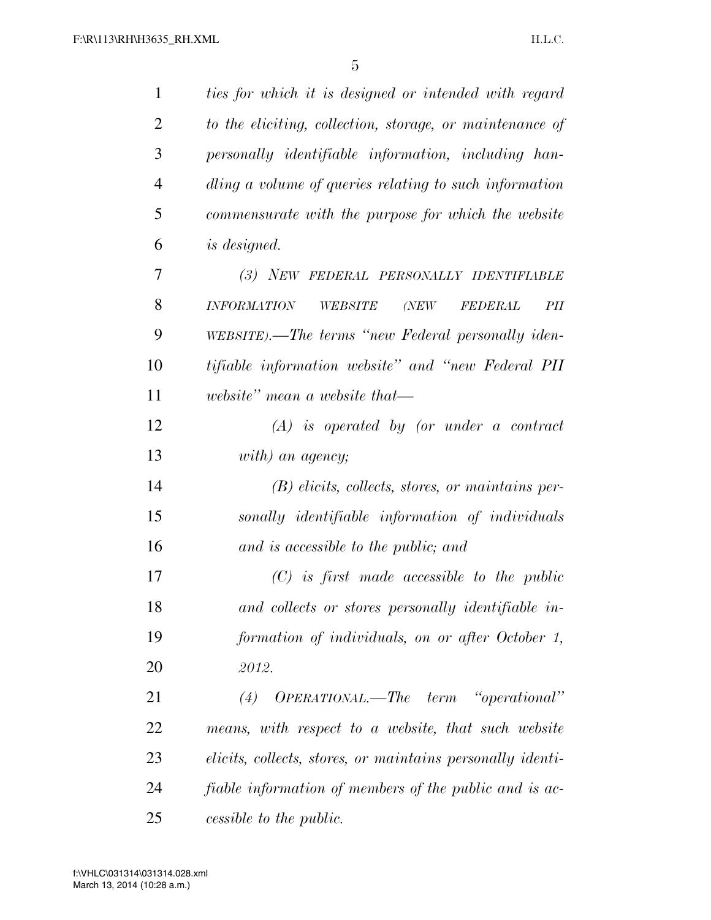*ties for which it is designed or intended with regard to the eliciting, collection, storage, or maintenance of personally identifiable information, including handling a volume of queries relating to such information commensurate with the purpose for which the website is designed.*

*(3) NEW FEDERAL PERSONALLY IDENTIFIABLE INFORMATION WEBSITE (NEW FEDERAL PII WEBSITE).—The terms "new Federal personally identifiable information website" and "new Federal PII website" mean a website that—*

*(A) is operated by (or under a contract with) an agency;*

*(B) elicits, collects, stores, or maintains personally identifiable information of individuals and is accessible to the public; and*

*(C) is first made accessible to the public and collects or stores personally identifiable information of individuals, on or after October 1, 2012.*

*(4) OPERATIONAL.—The term "operational" means, with respect to a website, that such website elicits, collects, stores, or maintains personally identifiable information of members of the public and is accessible to the public.*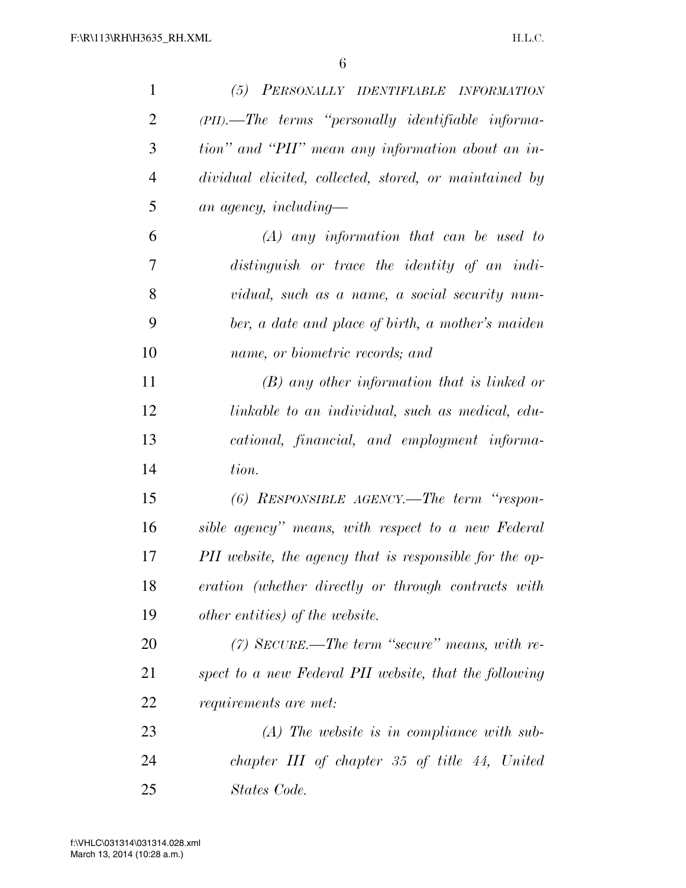*(5) PERSONALLY IDENTIFIABLE INFORMATION (PII).—The terms "personally identifiable information" and "PII" mean any information about an individual elicited, collected, stored, or maintained by an agency, including—*

*(A) any information that can be used to distinguish or trace the identity of an individual, such as a name, a social security number, a date and place of birth, a mother's maiden name, or biometric records; and*

*(B) any other information that is linked or linkable to an individual, such as medical, educational, financial, and employment information.*

*(6) RESPONSIBLE AGENCY.—The term "responsible agency" means, with respect to a new Federal PII website, the agency that is responsible for the operation (whether directly or through contracts with other entities) of the website.*

*(7) SECURE.—The term "secure" means, with respect to a new Federal PII website, that the following requirements are met:*

*(A) The website is in compliance with subchapter III of chapter 35 of title 44, United States Code.*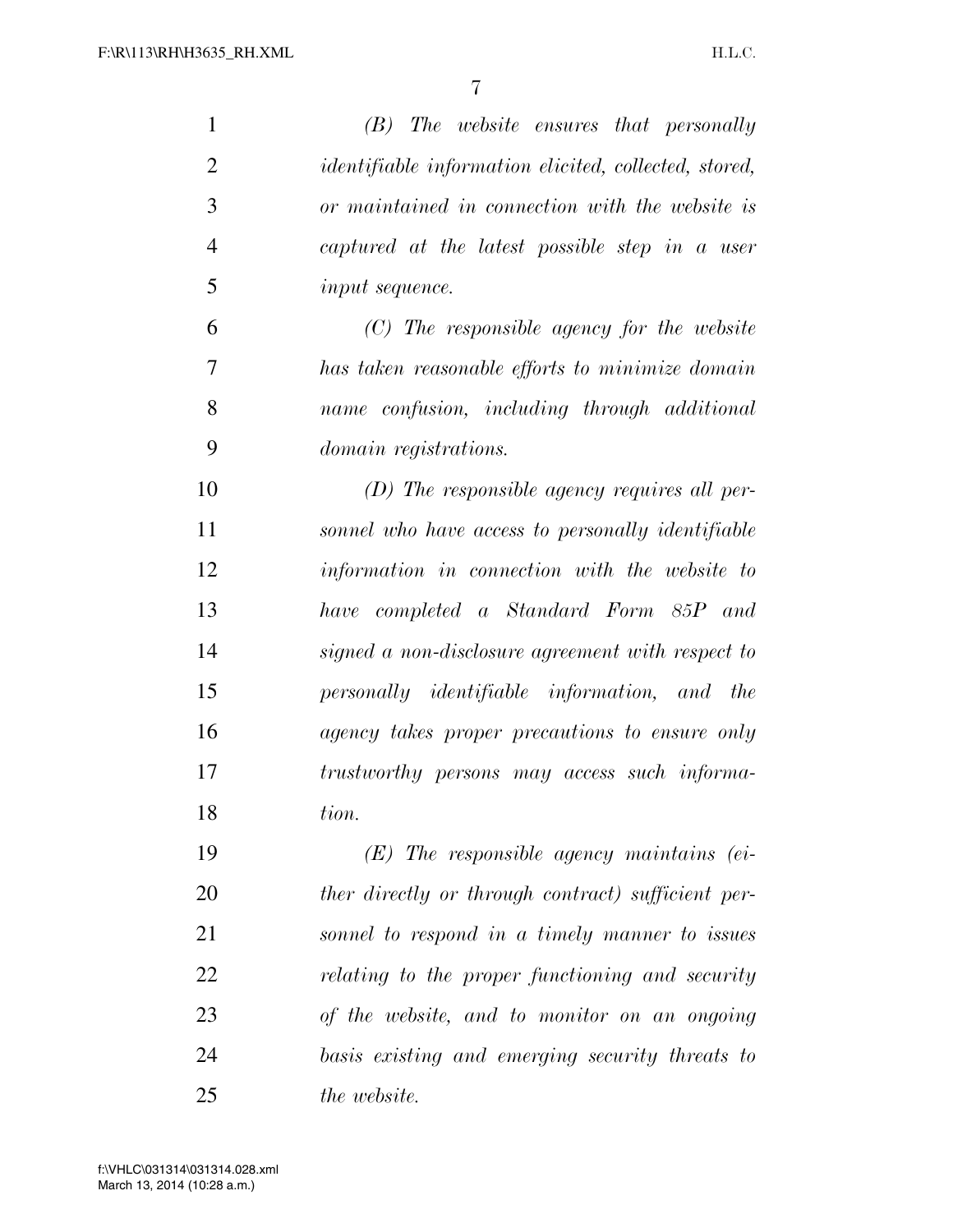*(B) The website ensures that personally identifiable information elicited, collected, stored, or maintained in connection with the website is captured at the latest possible step in a user input sequence.*

*(C) The responsible agency for the website has taken reasonable efforts to minimize domain name confusion, including through additional domain registrations.*

*(D) The responsible agency requires all personnel who have access to personally identifiable information in connection with the website to have completed a Standard Form 85P and signed a non-disclosure agreement with respect to personally identifiable information, and the agency takes proper precautions to ensure only trustworthy persons may access such information.*

*(E) The responsible agency maintains (either directly or through contract) sufficient personnel to respond in a timely manner to issues relating to the proper functioning and security of the website, and to monitor on an ongoing basis existing and emerging security threats to the website.*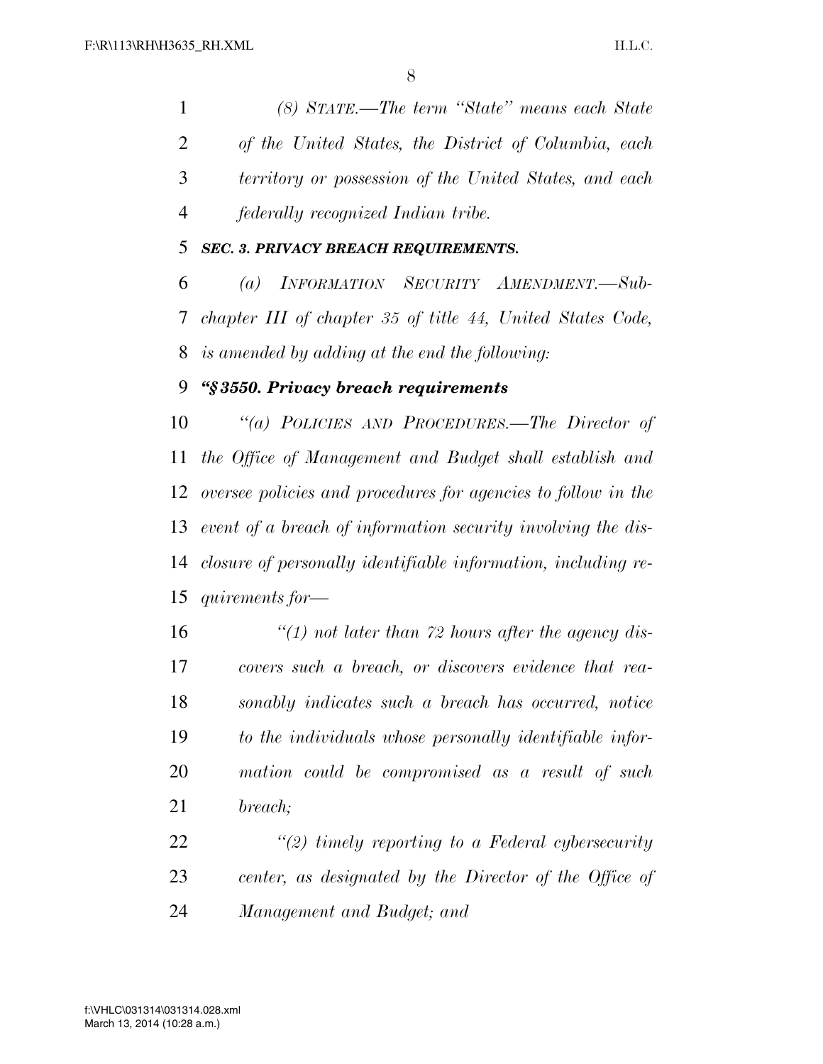*(8) STATE.—The term "State" means each State of the United States, the District of Columbia, each territory or possession of the United States, and each federally recognized Indian tribe.*

***SEC. 3. PRIVACY BREACH REQUIREMENTS.***

*(a) INFORMATION SECURITY AMENDMENT.—Subchapter III of chapter 35 of title 44, United States Code, is amended by adding at the end the following:*

***"§ 3550. Privacy breach requirements***

*"(a) POLICIES AND PROCEDURES.—The Director of the Office of Management and Budget shall establish and oversee policies and procedures for agencies to follow in the event of a breach of information security involving the disclosure of personally identifiable information, including requirements for—*

*"(1) not later than 72 hours after the agency discovers such a breach, or discovers evidence that reasonably indicates such a breach has occurred, notice to the individuals whose personally identifiable information could be compromised as a result of such breach;*

*"(2) timely reporting to a Federal cybersecurity center, as designated by the Director of the Office of Management and Budget; and*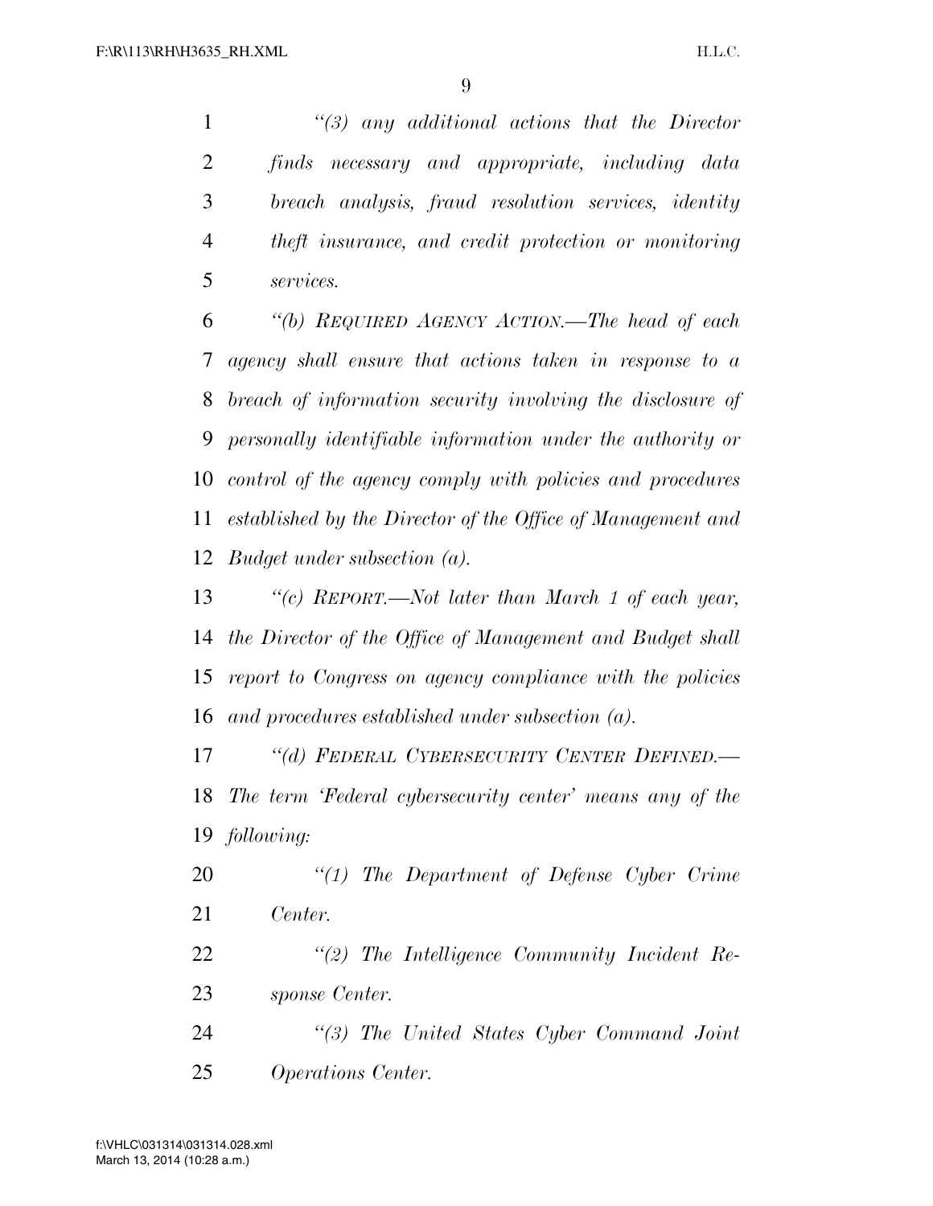*"(3) any additional actions that the Director finds necessary and appropriate, including data breach analysis, fraud resolution services, identity theft insurance, and credit protection or monitoring services.*

*"(b) REQUIRED AGENCY ACTION.—The head of each agency shall ensure that actions taken in response to a breach of information security involving the disclosure of personally identifiable information under the authority or control of the agency comply with policies and procedures established by the Director of the Office of Management and Budget under subsection (a).*

*"(c) REPORT.—Not later than March 1 of each year, the Director of the Office of Management and Budget shall report to Congress on agency compliance with the policies and procedures established under subsection (a).*

*"(d) FEDERAL CYBERSECURITY CENTER DEFINED.—The term 'Federal cybersecurity center' means any of the following:*

*"(1) The Department of Defense Cyber Crime Center.*

*"(2) The Intelligence Community Incident Response Center.*

*"(3) The United States Cyber Command Joint Operations Center.*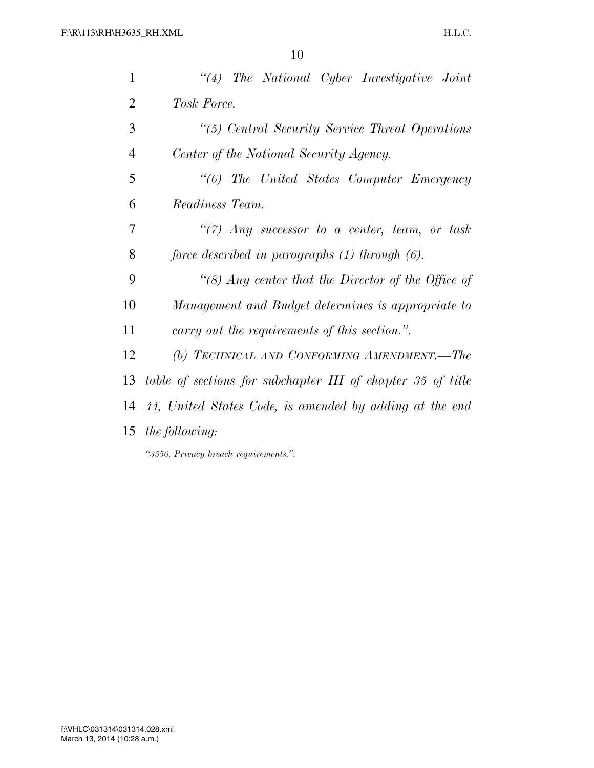*"(4) The National Cyber Investigative Joint Task Force.*

*"(5) Central Security Service Threat Operations Center of the National Security Agency.*

*"(6) The United States Computer Emergency Readiness Team.*

*"(7) Any successor to a center, team, or task force described in paragraphs (1) through (6).*

*"(8) Any center that the Director of the Office of Management and Budget determines is appropriate to carry out the requirements of this section.".*

*(b) TECHNICAL AND CONFORMING AMENDMENT.—The table of sections for subchapter III of chapter 35 of title 44, United States Code, is amended by adding at the end the following:*

*"3550. Privacy breach requirements.".*